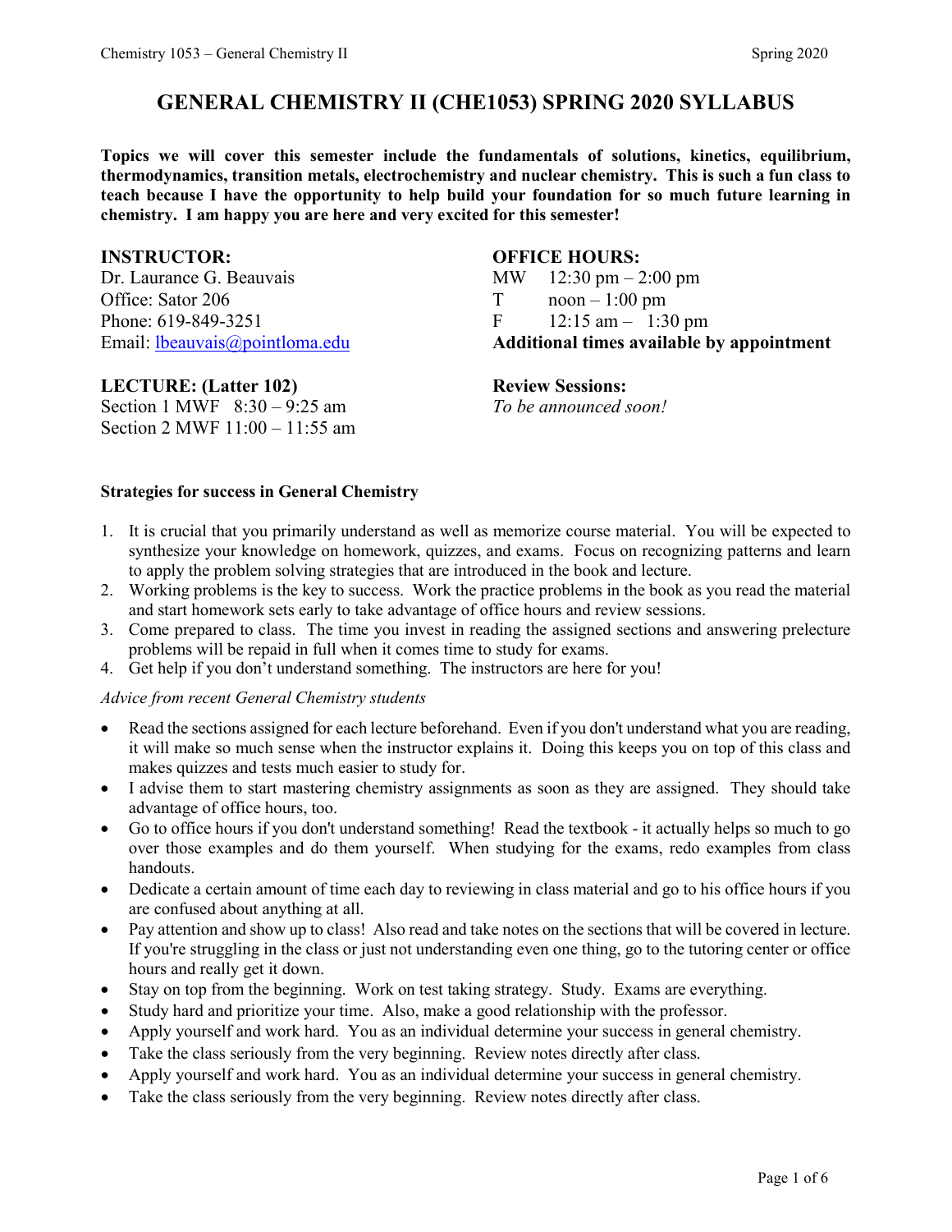# GENERAL CHEMISTRY II (CHE1053) SPRING 2020 SYLLABUS

**Topics we will cover this semester include the fundamentals of solutions, kinetics, equilibrium, thermodynamics, transition metals, electrochemistry and nuclear chemistry. This is such a fun class to teach because I have the opportunity to help build your foundation for so much future learning in chemistry. I am happy you are here and very excited for this semester!**

**INSTRUCTOR:**
Dr. Laurance G. Beauvais
Office: Sator 206
Phone: 619-849-3251
Email: lbeauvais@pointloma.edu

**OFFICE HOURS:**
MW 12:30 pm – 2:00 pm
T noon – 1:00 pm
F 12:15 am – 1:30 pm
**Additional times available by appointment**

**LECTURE: (Latter 102)**
Section 1 MWF 8:30 – 9:25 am
Section 2 MWF 11:00 – 11:55 am

**Review Sessions:**
*To be announced soon!*

**Strategies for success in General Chemistry**

1. It is crucial that you primarily understand as well as memorize course material. You will be expected to synthesize your knowledge on homework, quizzes, and exams. Focus on recognizing patterns and learn to apply the problem solving strategies that are introduced in the book and lecture.
2. Working problems is the key to success. Work the practice problems in the book as you read the material and start homework sets early to take advantage of office hours and review sessions.
3. Come prepared to class. The time you invest in reading the assigned sections and answering prelecture problems will be repaid in full when it comes time to study for exams.
4. Get help if you don't understand something. The instructors are here for you!

*Advice from recent General Chemistry students*

- Read the sections assigned for each lecture beforehand. Even if you don't understand what you are reading, it will make so much sense when the instructor explains it. Doing this keeps you on top of this class and makes quizzes and tests much easier to study for.
- I advise them to start mastering chemistry assignments as soon as they are assigned. They should take advantage of office hours, too.
- Go to office hours if you don't understand something! Read the textbook - it actually helps so much to go over those examples and do them yourself. When studying for the exams, redo examples from class handouts.
- Dedicate a certain amount of time each day to reviewing in class material and go to his office hours if you are confused about anything at all.
- Pay attention and show up to class! Also read and take notes on the sections that will be covered in lecture. If you're struggling in the class or just not understanding even one thing, go to the tutoring center or office hours and really get it down.
- Stay on top from the beginning. Work on test taking strategy. Study. Exams are everything.
- Study hard and prioritize your time. Also, make a good relationship with the professor.
- Apply yourself and work hard. You as an individual determine your success in general chemistry.
- Take the class seriously from the very beginning. Review notes directly after class.
- Apply yourself and work hard. You as an individual determine your success in general chemistry.
- Take the class seriously from the very beginning. Review notes directly after class.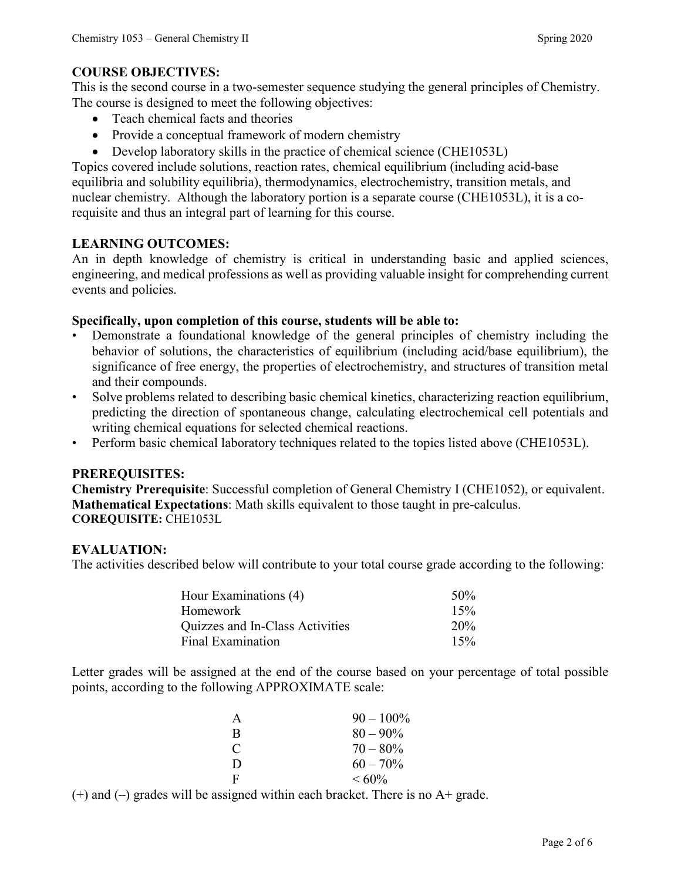## COURSE OBJECTIVES:

This is the second course in a two-semester sequence studying the general principles of Chemistry. The course is designed to meet the following objectives:

- Teach chemical facts and theories
- Provide a conceptual framework of modern chemistry
- Develop laboratory skills in the practice of chemical science (CHE1053L)

Topics covered include solutions, reaction rates, chemical equilibrium (including acid-base equilibria and solubility equilibria), thermodynamics, electrochemistry, transition metals, and nuclear chemistry. Although the laboratory portion is a separate course (CHE1053L), it is a co-requisite and thus an integral part of learning for this course.

## LEARNING OUTCOMES:

An in depth knowledge of chemistry is critical in understanding basic and applied sciences, engineering, and medical professions as well as providing valuable insight for comprehending current events and policies.

**Specifically, upon completion of this course, students will be able to:**

- Demonstrate a foundational knowledge of the general principles of chemistry including the behavior of solutions, the characteristics of equilibrium (including acid/base equilibrium), the significance of free energy, the properties of electrochemistry, and structures of transition metal and their compounds.
- Solve problems related to describing basic chemical kinetics, characterizing reaction equilibrium, predicting the direction of spontaneous change, calculating electrochemical cell potentials and writing chemical equations for selected chemical reactions.
- Perform basic chemical laboratory techniques related to the topics listed above (CHE1053L).

## PREREQUISITES:

**Chemistry Prerequisite**: Successful completion of General Chemistry I (CHE1052), or equivalent.
**Mathematical Expectations**: Math skills equivalent to those taught in pre-calculus.
**COREQUISITE:** CHE1053L

## EVALUATION:

The activities described below will contribute to your total course grade according to the following:

| Activity | Weight |
| --- | --- |
| Hour Examinations (4) | 50% |
| Homework | 15% |
| Quizzes and In-Class Activities | 20% |
| Final Examination | 15% |

Letter grades will be assigned at the end of the course based on your percentage of total possible points, according to the following APPROXIMATE scale:

| Grade | Range |
| --- | --- |
| A | 90 – 100% |
| B | 80 – 90% |
| C | 70 – 80% |
| D | 60 – 70% |
| F | < 60% |

(+) and (–) grades will be assigned within each bracket. There is no A+ grade.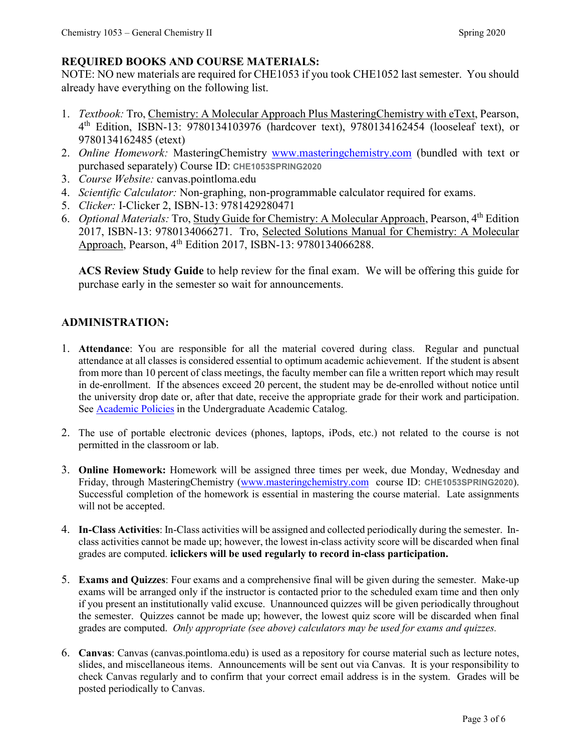## REQUIRED BOOKS AND COURSE MATERIALS:

NOTE: NO new materials are required for CHE1053 if you took CHE1052 last semester. You should already have everything on the following list.

1. *Textbook:* Tro, Chemistry: A Molecular Approach Plus MasteringChemistry with eText, Pearson, 4th Edition, ISBN-13: 9780134103976 (hardcover text), 9780134162454 (looseleaf text), or 9780134162485 (etext)
2. *Online Homework:* MasteringChemistry [www.masteringchemistry.com](www.masteringchemistry.com) (bundled with text or purchased separately) Course ID: **CHE1053SPRING2020**
3. *Course Website:* canvas.pointloma.edu
4. *Scientific Calculator:* Non-graphing, non-programmable calculator required for exams.
5. *Clicker:* I-Clicker 2, ISBN-13: 9781429280471
6. *Optional Materials:* Tro, Study Guide for Chemistry: A Molecular Approach, Pearson, 4th Edition 2017, ISBN-13: 9780134066271. Tro, Selected Solutions Manual for Chemistry: A Molecular Approach, Pearson, 4th Edition 2017, ISBN-13: 9780134066288.

   **ACS Review Study Guide** to help review for the final exam. We will be offering this guide for purchase early in the semester so wait for announcements.

## ADMINISTRATION:

1. **Attendance**: You are responsible for all the material covered during class. Regular and punctual attendance at all classes is considered essential to optimum academic achievement. If the student is absent from more than 10 percent of class meetings, the faculty member can file a written report which may result in de-enrollment. If the absences exceed 20 percent, the student may be de-enrolled without notice until the university drop date or, after that date, receive the appropriate grade for their work and participation. See Academic Policies in the Undergraduate Academic Catalog.

2. The use of portable electronic devices (phones, laptops, iPods, etc.) not related to the course is not permitted in the classroom or lab.

3. **Online Homework:** Homework will be assigned three times per week, due Monday, Wednesday and Friday, through MasteringChemistry ([www.masteringchemistry.com](www.masteringchemistry.com) course ID: **CHE1053SPRING2020**). Successful completion of the homework is essential in mastering the course material. Late assignments will not be accepted.

4. **In-Class Activities**: In-Class activities will be assigned and collected periodically during the semester. In-class activities cannot be made up; however, the lowest in-class activity score will be discarded when final grades are computed. **iclickers will be used regularly to record in-class participation.**

5. **Exams and Quizzes**: Four exams and a comprehensive final will be given during the semester. Make-up exams will be arranged only if the instructor is contacted prior to the scheduled exam time and then only if you present an institutionally valid excuse. Unannounced quizzes will be given periodically throughout the semester. Quizzes cannot be made up; however, the lowest quiz score will be discarded when final grades are computed. *Only appropriate (see above) calculators may be used for exams and quizzes.*

6. **Canvas**: Canvas (canvas.pointloma.edu) is used as a repository for course material such as lecture notes, slides, and miscellaneous items. Announcements will be sent out via Canvas. It is your responsibility to check Canvas regularly and to confirm that your correct email address is in the system. Grades will be posted periodically to Canvas.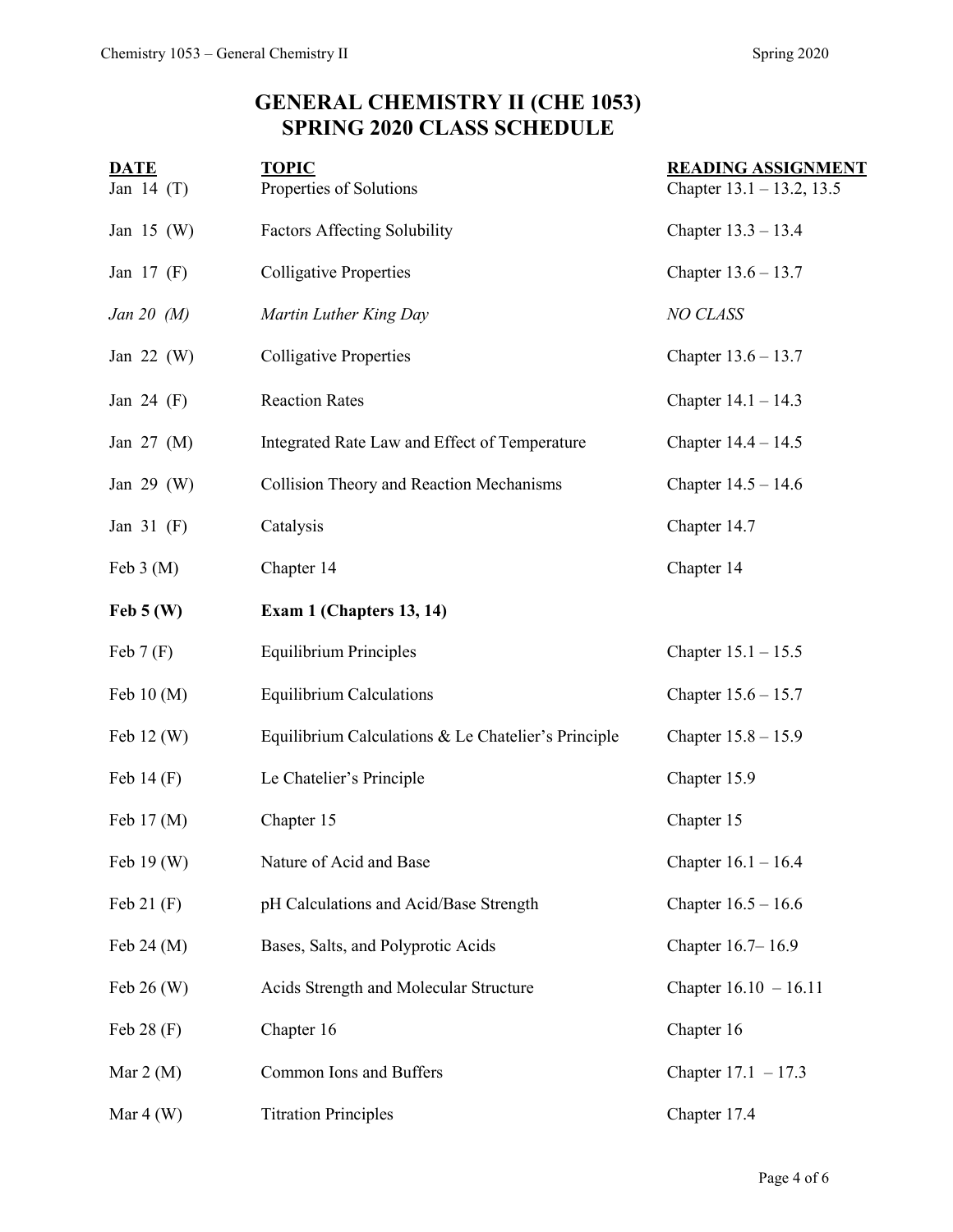# GENERAL CHEMISTRY II (CHE 1053)
# SPRING 2020 CLASS SCHEDULE

| DATE | TOPIC | READING ASSIGNMENT |
|---|---|---|
| Jan 14 (T) | Properties of Solutions | Chapter 13.1 – 13.2, 13.5 |
| Jan 15 (W) | Factors Affecting Solubility | Chapter 13.3 – 13.4 |
| Jan 17 (F) | Colligative Properties | Chapter 13.6 – 13.7 |
| *Jan 20 (M)* | *Martin Luther King Day* | *NO CLASS* |
| Jan 22 (W) | Colligative Properties | Chapter 13.6 – 13.7 |
| Jan 24 (F) | Reaction Rates | Chapter 14.1 – 14.3 |
| Jan 27 (M) | Integrated Rate Law and Effect of Temperature | Chapter 14.4 – 14.5 |
| Jan 29 (W) | Collision Theory and Reaction Mechanisms | Chapter 14.5 – 14.6 |
| Jan 31 (F) | Catalysis | Chapter 14.7 |
| Feb 3 (M) | Chapter 14 | Chapter 14 |
| **Feb 5 (W)** | **Exam 1 (Chapters 13, 14)** | |
| Feb 7 (F) | Equilibrium Principles | Chapter 15.1 – 15.5 |
| Feb 10 (M) | Equilibrium Calculations | Chapter 15.6 – 15.7 |
| Feb 12 (W) | Equilibrium Calculations & Le Chatelier's Principle | Chapter 15.8 – 15.9 |
| Feb 14 (F) | Le Chatelier's Principle | Chapter 15.9 |
| Feb 17 (M) | Chapter 15 | Chapter 15 |
| Feb 19 (W) | Nature of Acid and Base | Chapter 16.1 – 16.4 |
| Feb 21 (F) | pH Calculations and Acid/Base Strength | Chapter 16.5 – 16.6 |
| Feb 24 (M) | Bases, Salts, and Polyprotic Acids | Chapter 16.7– 16.9 |
| Feb 26 (W) | Acids Strength and Molecular Structure | Chapter 16.10 – 16.11 |
| Feb 28 (F) | Chapter 16 | Chapter 16 |
| Mar 2 (M) | Common Ions and Buffers | Chapter 17.1 – 17.3 |
| Mar 4 (W) | Titration Principles | Chapter 17.4 |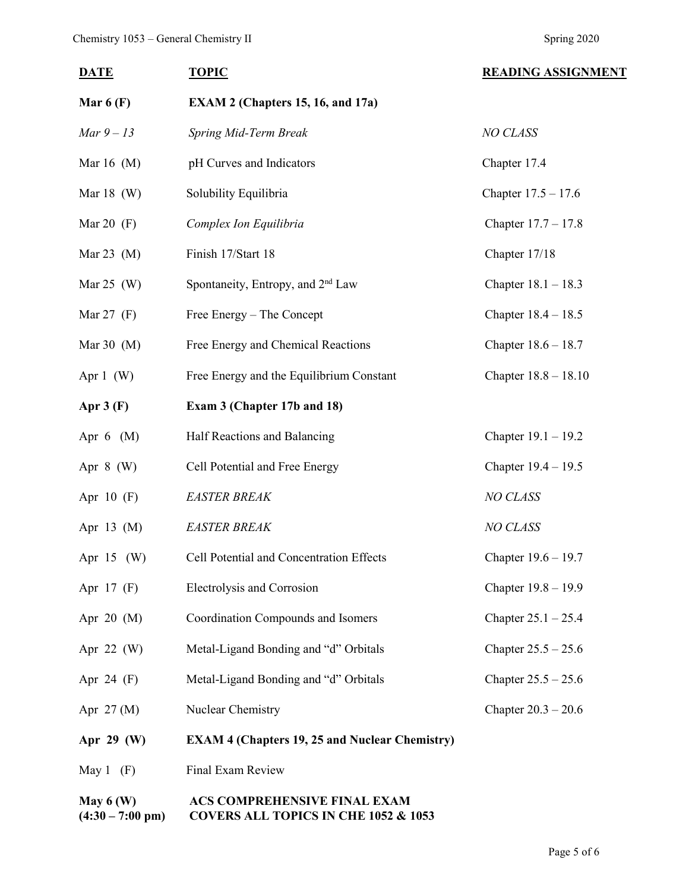| **DATE** | **TOPIC** | **READING ASSIGNMENT** |
| --- | --- | --- |
| **Mar 6 (F)** | **EXAM 2 (Chapters 15, 16, and 17a)** | |
| *Mar 9 – 13* | *Spring Mid-Term Break* | *NO CLASS* |
| Mar 16 (M) | pH Curves and Indicators | Chapter 17.4 |
| Mar 18 (W) | Solubility Equilibria | Chapter 17.5 – 17.6 |
| Mar 20 (F) | *Complex Ion Equilibria* | Chapter 17.7 – 17.8 |
| Mar 23 (M) | Finish 17/Start 18 | Chapter 17/18 |
| Mar 25 (W) | Spontaneity, Entropy, and 2nd Law | Chapter 18.1 – 18.3 |
| Mar 27 (F) | Free Energy – The Concept | Chapter 18.4 – 18.5 |
| Mar 30 (M) | Free Energy and Chemical Reactions | Chapter 18.6 – 18.7 |
| Apr 1 (W) | Free Energy and the Equilibrium Constant | Chapter 18.8 – 18.10 |
| **Apr 3 (F)** | **Exam 3 (Chapter 17b and 18)** | |
| Apr 6 (M) | Half Reactions and Balancing | Chapter 19.1 – 19.2 |
| Apr 8 (W) | Cell Potential and Free Energy | Chapter 19.4 – 19.5 |
| Apr 10 (F) | *EASTER BREAK* | *NO CLASS* |
| Apr 13 (M) | *EASTER BREAK* | *NO CLASS* |
| Apr 15 (W) | Cell Potential and Concentration Effects | Chapter 19.6 – 19.7 |
| Apr 17 (F) | Electrolysis and Corrosion | Chapter 19.8 – 19.9 |
| Apr 20 (M) | Coordination Compounds and Isomers | Chapter 25.1 – 25.4 |
| Apr 22 (W) | Metal-Ligand Bonding and "d" Orbitals | Chapter 25.5 – 25.6 |
| Apr 24 (F) | Metal-Ligand Bonding and "d" Orbitals | Chapter 25.5 – 25.6 |
| Apr 27 (M) | Nuclear Chemistry | Chapter 20.3 – 20.6 |
| **Apr 29 (W)** | **EXAM 4 (Chapters 19, 25 and Nuclear Chemistry)** | |
| May 1 (F) | Final Exam Review | |
| **May 6 (W) (4:30 – 7:00 pm)** | **ACS COMPREHENSIVE FINAL EXAM COVERS ALL TOPICS IN CHE 1052 & 1053** | |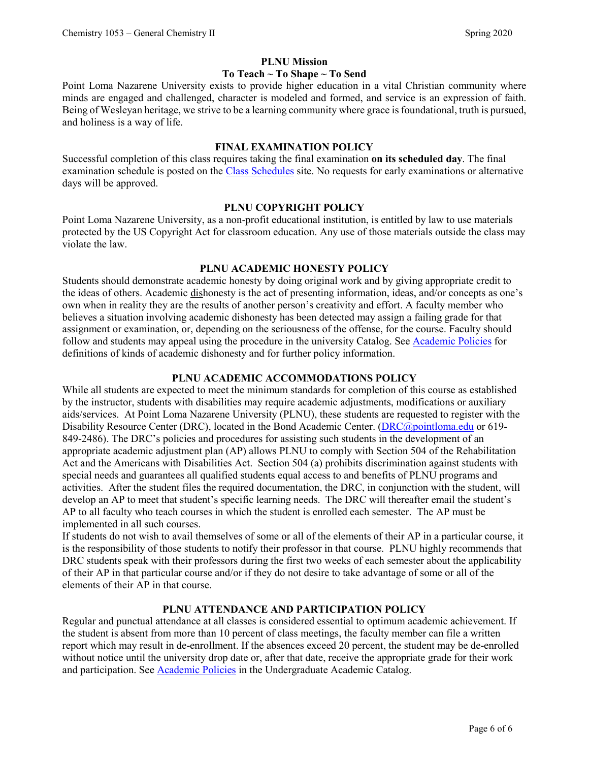## PLNU Mission

### To Teach ~ To Shape ~ To Send

Point Loma Nazarene University exists to provide higher education in a vital Christian community where minds are engaged and challenged, character is modeled and formed, and service is an expression of faith. Being of Wesleyan heritage, we strive to be a learning community where grace is foundational, truth is pursued, and holiness is a way of life.

## FINAL EXAMINATION POLICY

Successful completion of this class requires taking the final examination **on its scheduled day**. The final examination schedule is posted on the Class Schedules site. No requests for early examinations or alternative days will be approved.

## PLNU COPYRIGHT POLICY

Point Loma Nazarene University, as a non-profit educational institution, is entitled by law to use materials protected by the US Copyright Act for classroom education. Any use of those materials outside the class may violate the law.

## PLNU ACADEMIC HONESTY POLICY

Students should demonstrate academic honesty by doing original work and by giving appropriate credit to the ideas of others. Academic dishonesty is the act of presenting information, ideas, and/or concepts as one's own when in reality they are the results of another person's creativity and effort. A faculty member who believes a situation involving academic dishonesty has been detected may assign a failing grade for that assignment or examination, or, depending on the seriousness of the offense, for the course. Faculty should follow and students may appeal using the procedure in the university Catalog. See Academic Policies for definitions of kinds of academic dishonesty and for further policy information.

## PLNU ACADEMIC ACCOMMODATIONS POLICY

While all students are expected to meet the minimum standards for completion of this course as established by the instructor, students with disabilities may require academic adjustments, modifications or auxiliary aids/services. At Point Loma Nazarene University (PLNU), these students are requested to register with the Disability Resource Center (DRC), located in the Bond Academic Center. (DRC@pointloma.edu or 619-849-2486). The DRC's policies and procedures for assisting such students in the development of an appropriate academic adjustment plan (AP) allows PLNU to comply with Section 504 of the Rehabilitation Act and the Americans with Disabilities Act. Section 504 (a) prohibits discrimination against students with special needs and guarantees all qualified students equal access to and benefits of PLNU programs and activities. After the student files the required documentation, the DRC, in conjunction with the student, will develop an AP to meet that student's specific learning needs. The DRC will thereafter email the student's AP to all faculty who teach courses in which the student is enrolled each semester. The AP must be implemented in all such courses.

If students do not wish to avail themselves of some or all of the elements of their AP in a particular course, it is the responsibility of those students to notify their professor in that course. PLNU highly recommends that DRC students speak with their professors during the first two weeks of each semester about the applicability of their AP in that particular course and/or if they do not desire to take advantage of some or all of the elements of their AP in that course.

## PLNU ATTENDANCE AND PARTICIPATION POLICY

Regular and punctual attendance at all classes is considered essential to optimum academic achievement. If the student is absent from more than 10 percent of class meetings, the faculty member can file a written report which may result in de-enrollment. If the absences exceed 20 percent, the student may be de-enrolled without notice until the university drop date or, after that date, receive the appropriate grade for their work and participation. See Academic Policies in the Undergraduate Academic Catalog.